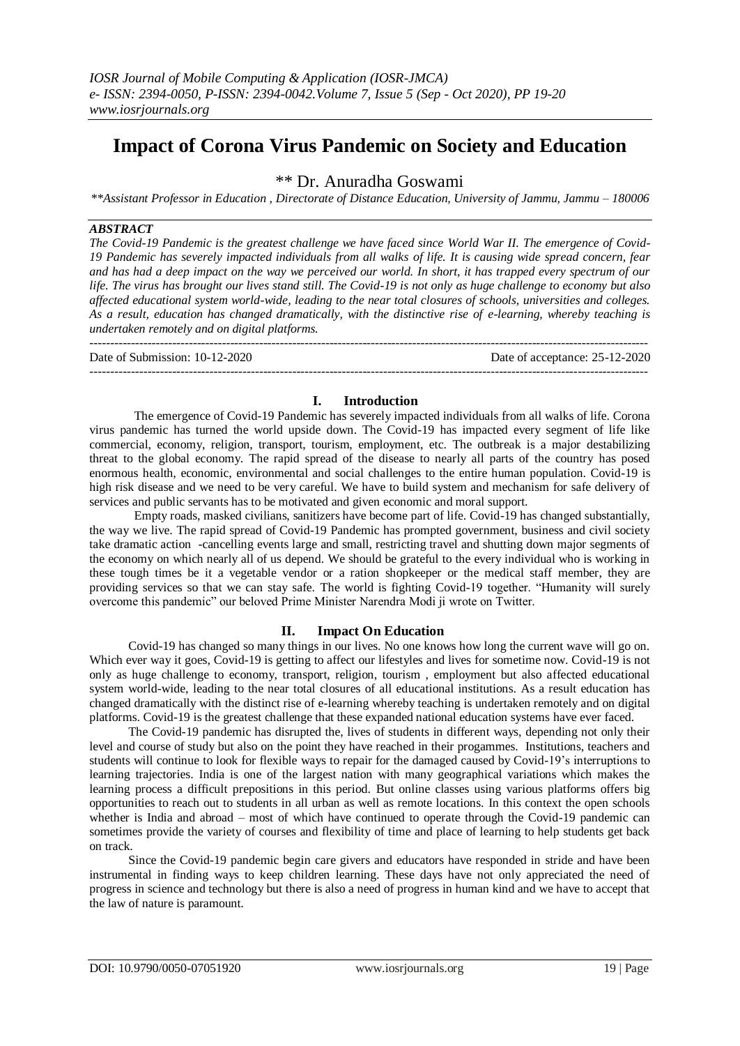# Impact of Corona Virus Pandemic on Society and Education

\*\* Dr. Anuradha Goswami

*\*\*Assistant Professor in Education , Directorate of Distance Education, University of Jammu, Jammu – 180006*

***ABSTRACT***

*The Covid-19 Pandemic is the greatest challenge we have faced since World War II. The emergence of Covid-19 Pandemic has severely impacted individuals from all walks of life. It is causing wide spread concern, fear and has had a deep impact on the way we perceived our world. In short, it has trapped every spectrum of our life. The virus has brought our lives stand still. The Covid-19 is not only as huge challenge to economy but also affected educational system world-wide, leading to the near total closures of schools, universities and colleges. As a result, education has changed dramatically, with the distinctive rise of e-learning, whereby teaching is undertaken remotely and on digital platforms.*

---

Date of Submission: 10-12-2020 Date of acceptance: 25-12-2020

---

## I. Introduction

The emergence of Covid-19 Pandemic has severely impacted individuals from all walks of life. Corona virus pandemic has turned the world upside down. The Covid-19 has impacted every segment of life like commercial, economy, religion, transport, tourism, employment, etc. The outbreak is a major destabilizing threat to the global economy. The rapid spread of the disease to nearly all parts of the country has posed enormous health, economic, environmental and social challenges to the entire human population. Covid-19 is high risk disease and we need to be very careful. We have to build system and mechanism for safe delivery of services and public servants has to be motivated and given economic and moral support.

Empty roads, masked civilians, sanitizers have become part of life. Covid-19 has changed substantially, the way we live. The rapid spread of Covid-19 Pandemic has prompted government, business and civil society take dramatic action -cancelling events large and small, restricting travel and shutting down major segments of the economy on which nearly all of us depend. We should be grateful to the every individual who is working in these tough times be it a vegetable vendor or a ration shopkeeper or the medical staff member, they are providing services so that we can stay safe. The world is fighting Covid-19 together. "Humanity will surely overcome this pandemic" our beloved Prime Minister Narendra Modi ji wrote on Twitter.

## II. Impact On Education

Covid-19 has changed so many things in our lives. No one knows how long the current wave will go on. Which ever way it goes, Covid-19 is getting to affect our lifestyles and lives for sometime now. Covid-19 is not only as huge challenge to economy, transport, religion, tourism , employment but also affected educational system world-wide, leading to the near total closures of all educational institutions. As a result education has changed dramatically with the distinct rise of e-learning whereby teaching is undertaken remotely and on digital platforms. Covid-19 is the greatest challenge that these expanded national education systems have ever faced.

The Covid-19 pandemic has disrupted the, lives of students in different ways, depending not only their level and course of study but also on the point they have reached in their progammes. Institutions, teachers and students will continue to look for flexible ways to repair for the damaged caused by Covid-19's interruptions to learning trajectories. India is one of the largest nation with many geographical variations which makes the learning process a difficult prepositions in this period. But online classes using various platforms offers big opportunities to reach out to students in all urban as well as remote locations. In this context the open schools whether is India and abroad – most of which have continued to operate through the Covid-19 pandemic can sometimes provide the variety of courses and flexibility of time and place of learning to help students get back on track.

Since the Covid-19 pandemic begin care givers and educators have responded in stride and have been instrumental in finding ways to keep children learning. These days have not only appreciated the need of progress in science and technology but there is also a need of progress in human kind and we have to accept that the law of nature is paramount.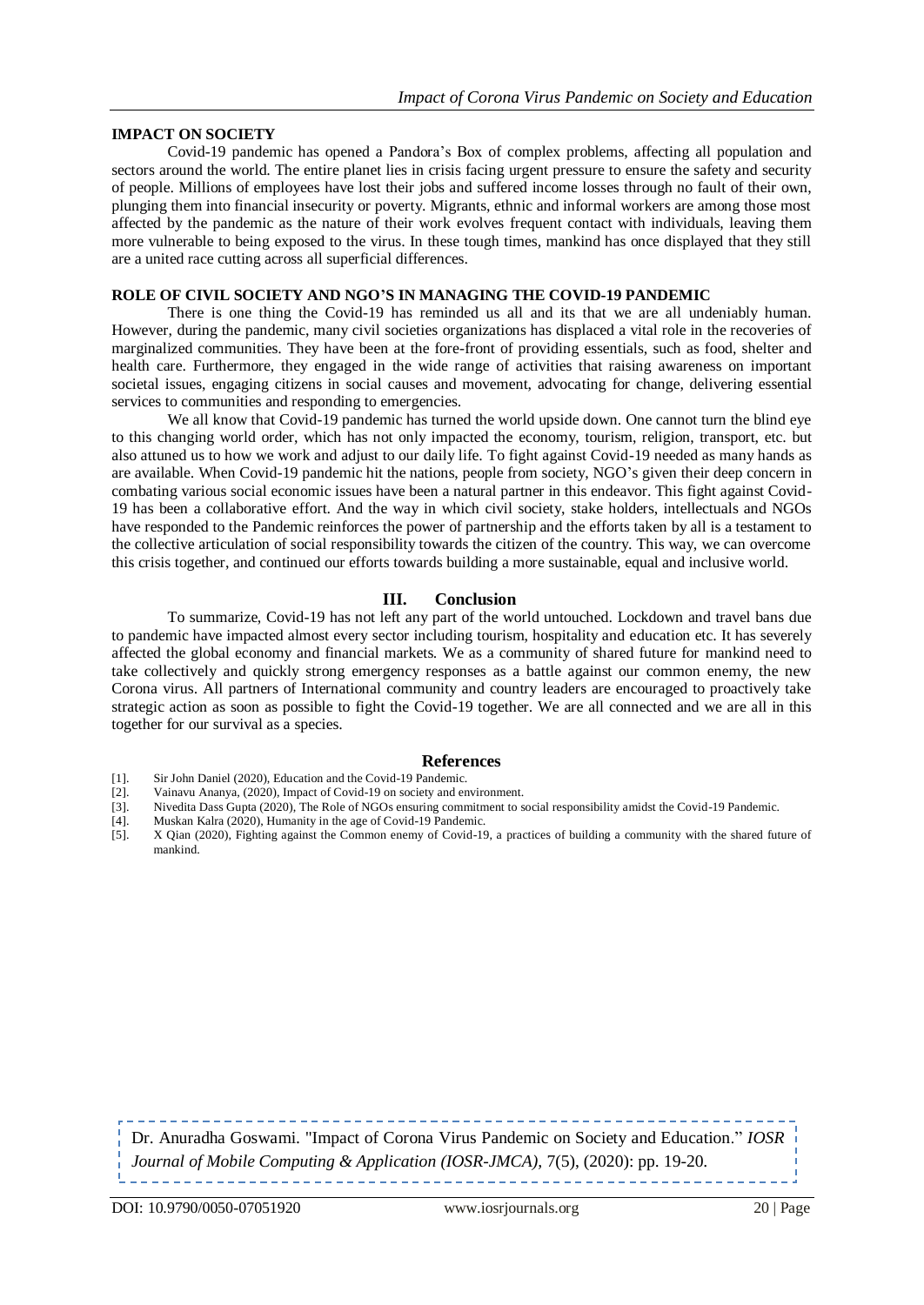## IMPACT ON SOCIETY

Covid-19 pandemic has opened a Pandora's Box of complex problems, affecting all population and sectors around the world. The entire planet lies in crisis facing urgent pressure to ensure the safety and security of people. Millions of employees have lost their jobs and suffered income losses through no fault of their own, plunging them into financial insecurity or poverty. Migrants, ethnic and informal workers are among those most affected by the pandemic as the nature of their work evolves frequent contact with individuals, leaving them more vulnerable to being exposed to the virus. In these tough times, mankind has once displayed that they still are a united race cutting across all superficial differences.

## ROLE OF CIVIL SOCIETY AND NGO'S IN MANAGING THE COVID-19 PANDEMIC

There is one thing the Covid-19 has reminded us all and its that we are all undeniably human. However, during the pandemic, many civil societies organizations has displaced a vital role in the recoveries of marginalized communities. They have been at the fore-front of providing essentials, such as food, shelter and health care. Furthermore, they engaged in the wide range of activities that raising awareness on important societal issues, engaging citizens in social causes and movement, advocating for change, delivering essential services to communities and responding to emergencies.

We all know that Covid-19 pandemic has turned the world upside down. One cannot turn the blind eye to this changing world order, which has not only impacted the economy, tourism, religion, transport, etc. but also attuned us to how we work and adjust to our daily life. To fight against Covid-19 needed as many hands as are available. When Covid-19 pandemic hit the nations, people from society, NGO's given their deep concern in combating various social economic issues have been a natural partner in this endeavor. This fight against Covid-19 has been a collaborative effort. And the way in which civil society, stake holders, intellectuals and NGOs have responded to the Pandemic reinforces the power of partnership and the efforts taken by all is a testament to the collective articulation of social responsibility towards the citizen of the country. This way, we can overcome this crisis together, and continued our efforts towards building a more sustainable, equal and inclusive world.

# III. Conclusion

To summarize, Covid-19 has not left any part of the world untouched. Lockdown and travel bans due to pandemic have impacted almost every sector including tourism, hospitality and education etc. It has severely affected the global economy and financial markets. We as a community of shared future for mankind need to take collectively and quickly strong emergency responses as a battle against our common enemy, the new Corona virus. All partners of International community and country leaders are encouraged to proactively take strategic action as soon as possible to fight the Covid-19 together. We are all connected and we are all in this together for our survival as a species.

# References

[1]. Sir John Daniel (2020), Education and the Covid-19 Pandemic.
[2]. Vainavu Ananya, (2020), Impact of Covid-19 on society and environment.
[3]. Nivedita Dass Gupta (2020), The Role of NGOs ensuring commitment to social responsibility amidst the Covid-19 Pandemic.
[4]. Muskan Kalra (2020), Humanity in the age of Covid-19 Pandemic.
[5]. X Qian (2020), Fighting against the Common enemy of Covid-19, a practices of building a community with the shared future of mankind.

Dr. Anuradha Goswami. "Impact of Corona Virus Pandemic on Society and Education." *IOSR Journal of Mobile Computing & Application (IOSR-JMCA),* 7(5), (2020): pp. 19-20.